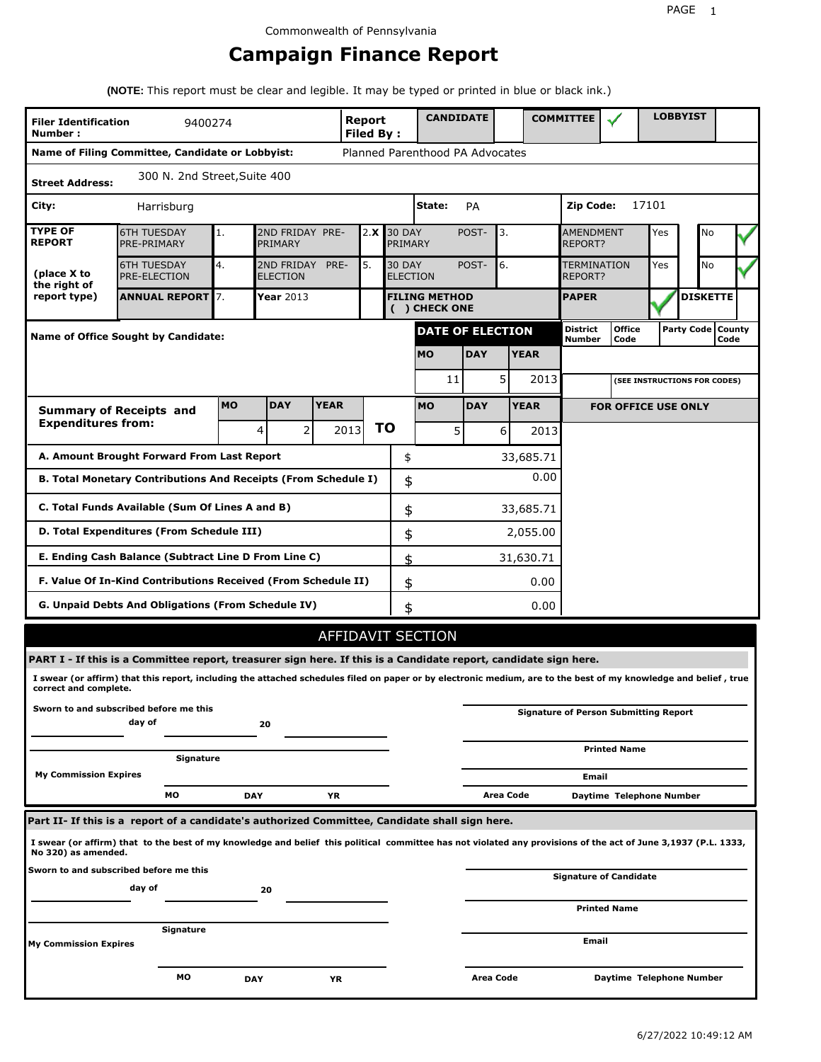Commonwealth of Pennsylvania

# Campaign Finance Report

**(NOTE:** This report must be clear and legible. It may be typed or printed in blue or black ink.)

| **Filer Identification Number :** | 9400274 | **Report Filed By :** | **CANDIDATE** | | **COMMITTEE** | ✓ | **LOBBYIST** | |
|---|---|---|---|---|---|---|---|---|

**Name of Filing Committee, Candidate or Lobbyist:** Planned Parenthood PA Advocates

**Street Address:** 300 N. 2nd Street,Suite 400

**City:** Harrisburg **State:** PA **Zip Code:** 17101

| **TYPE OF REPORT** (place X to the right of report type) | | | | | | | | |
|---|---|---|---|---|---|---|---|---|
| 6TH TUESDAY PRE-PRIMARY | 1. | 2ND FRIDAY PRE-PRIMARY | 2. X | 30 DAY POST-PRIMARY | 3. | AMENDMENT REPORT? | Yes | No ✓ |
| 6TH TUESDAY PRE-ELECTION | 4. | 2ND FRIDAY PRE-ELECTION | 5. | 30 DAY POST-ELECTION | 6. | TERMINATION REPORT? | Yes | No ✓ |
| **ANNUAL REPORT** | 7. | **Year** 2013 | | **FILING METHOD ( ) CHECK ONE** | | **PAPER** ✓ | | **DISKETTE** |

**Name of Office Sought by Candidate:**

| **DATE OF ELECTION** | | |
|---|---|---|
| **MO** | **DAY** | **YEAR** |
| 11 | 5 | 2013 |

| **District Number** | **Office Code** | **Party Code** | **County Code** |
|---|---|---|---|
| | | | |

(SEE INSTRUCTIONS FOR CODES)

| **Summary of Receipts and Expenditures from:** | **MO** | **DAY** | **YEAR** | | **MO** | **DAY** | **YEAR** |
|---|---|---|---|---|---|---|---|
| | 4 | 2 | 2013 | **TO** | 5 | 6 | 2013 |

**FOR OFFICE USE ONLY**

| | | |
|---|---|---|
| **A. Amount Brought Forward From Last Report** | $ | 33,685.71 |
| **B. Total Monetary Contributions And Receipts (From Schedule I)** | $ | 0.00 |
| **C. Total Funds Available (Sum Of Lines A and B)** | $ | 33,685.71 |
| **D. Total Expenditures (From Schedule III)** | $ | 2,055.00 |
| **E. Ending Cash Balance (Subtract Line D From Line C)** | $ | 31,630.71 |
| **F. Value Of In-Kind Contributions Received (From Schedule II)** | $ | 0.00 |
| **G. Unpaid Debts And Obligations (From Schedule IV)** | $ | 0.00 |

## AFFIDAVIT SECTION

**PART I - If this is a Committee report, treasurer sign here. If this is a Candidate report, candidate sign here.**

**I swear (or affirm) that this report, including the attached schedules filed on paper or by electronic medium, are to the best of my knowledge and belief , true correct and complete.**

**Sworn to and subscribed before me this** ______ **day of** ______ **20** ______

**Signature** ______

**My Commission Expires** **MO** ______ **DAY** ______ **YR** ______

**Signature of Person Submitting Report** ______

**Printed Name** ______

**Email** ______

**Area Code** ______ **Daytime Telephone Number** ______

**Part II- If this is a report of a candidate's authorized Committee, Candidate shall sign here.**

**I swear (or affirm) that to the best of my knowledge and belief this political committee has not violated any provisions of the act of June 3,1937 (P.L. 1333, No 320) as amended.**

**Sworn to and subscribed before me this** ______ **day of** ______ **20** ______

**Signature** ______

**My Commission Expires** **MO** ______ **DAY** ______ **YR** ______

**Signature of Candidate** ______

**Printed Name** ______

**Email** ______

**Area Code** ______ **Daytime Telephone Number** ______

6/27/2022 10:49:12 AM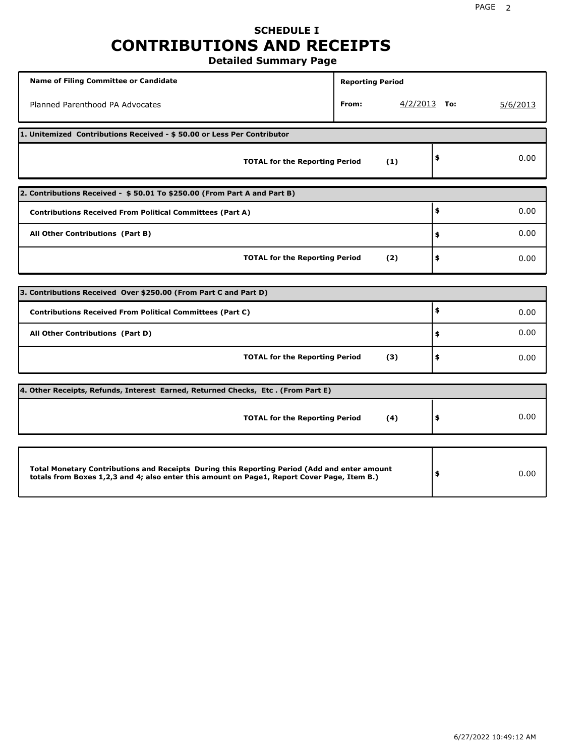# SCHEDULE I
# CONTRIBUTIONS AND RECEIPTS
## Detailed Summary Page

| Name of Filing Committee or Candidate | Reporting Period | | | |
|---|---|---|---|---|
| Planned Parenthood PA Advocates | From: | 4/2/2013 | To: | 5/6/2013 |

| 1. Unitemized Contributions Received - $ 50.00 or Less Per Contributor | | |
|---|---|---|
| **TOTAL for the Reporting Period** | **(1)** | $ 0.00 |

| 2. Contributions Received - $ 50.01 To $250.00 (From Part A and Part B) | | |
|---|---|---|
| **Contributions Received From Political Committees (Part A)** | | $ 0.00 |
| **All Other Contributions (Part B)** | | $ 0.00 |
| **TOTAL for the Reporting Period** | **(2)** | $ 0.00 |

| 3. Contributions Received Over $250.00 (From Part C and Part D) | | |
|---|---|---|
| **Contributions Received From Political Committees (Part C)** | | $ 0.00 |
| **All Other Contributions (Part D)** | | $ 0.00 |
| **TOTAL for the Reporting Period** | **(3)** | $ 0.00 |

| 4. Other Receipts, Refunds, Interest Earned, Returned Checks, Etc . (From Part E) | | |
|---|---|---|
| **TOTAL for the Reporting Period** | **(4)** | $ 0.00 |

| | |
|---|---|
| **Total Monetary Contributions and Receipts During this Reporting Period (Add and enter amount totals from Boxes 1,2,3 and 4; also enter this amount on Page1, Report Cover Page, Item B.)** | $ 0.00 |

6/27/2022 10:49:12 AM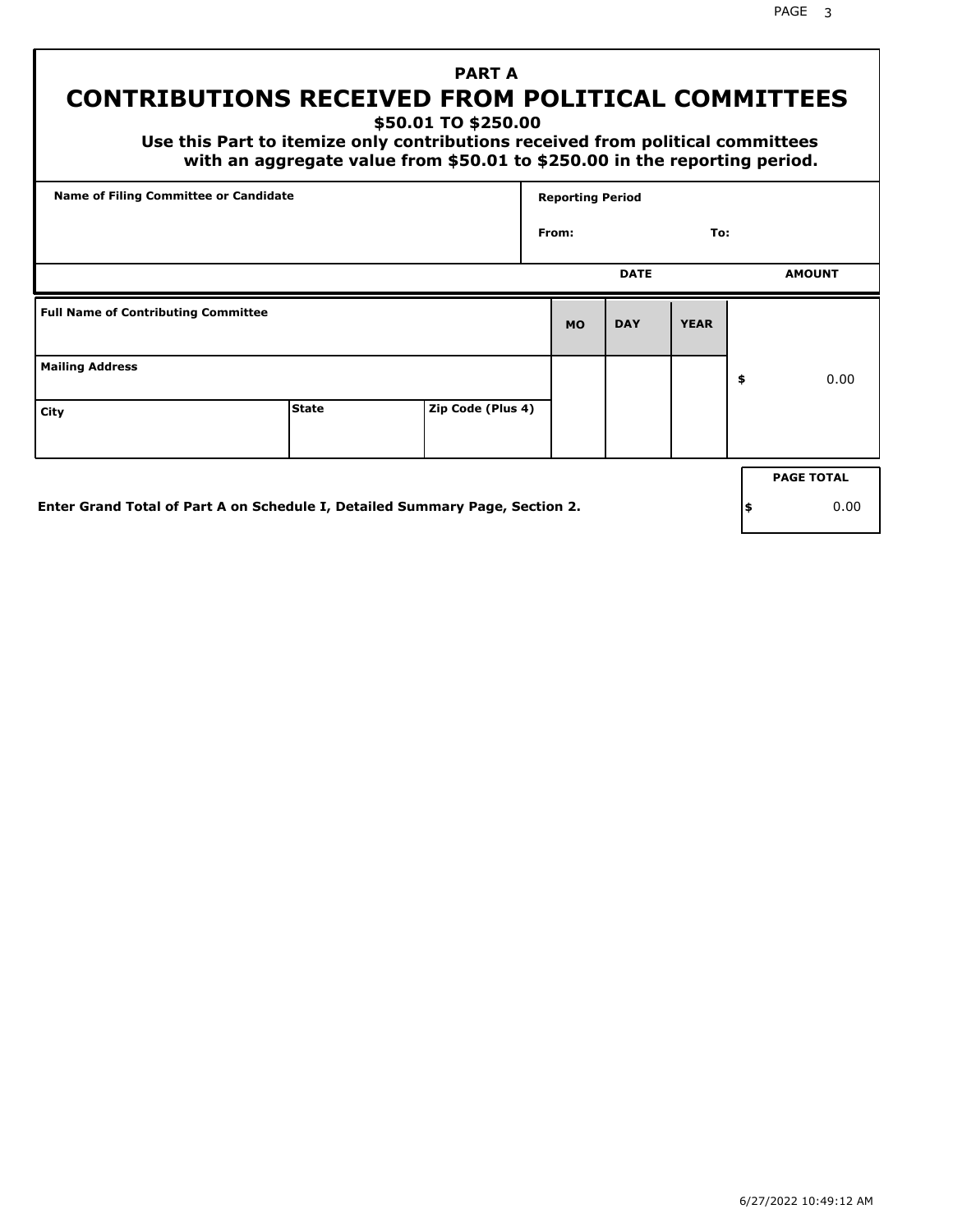# PART A
## CONTRIBUTIONS RECEIVED FROM POLITICAL COMMITTEES
### $50.01 TO $250.00

**Use this Part to itemize only contributions received from political committees with an aggregate value from $50.01 to $250.00 in the reporting period.**

| Name of Filing Committee or Candidate | Reporting Period |
|---|---|
| | From: To: |

| Full Name of Contributing Committee | | | DATE MO | DATE DAY | DATE YEAR | AMOUNT |
|---|---|---|---|---|---|---|
| Mailing Address | | | | | | $ 0.00 |
| City | State | Zip Code (Plus 4) | | | | |

Enter Grand Total of Part A on Schedule I, Detailed Summary Page, Section 2.

| PAGE TOTAL |
|---|
| $ 0.00 |

6/27/2022 10:49:12 AM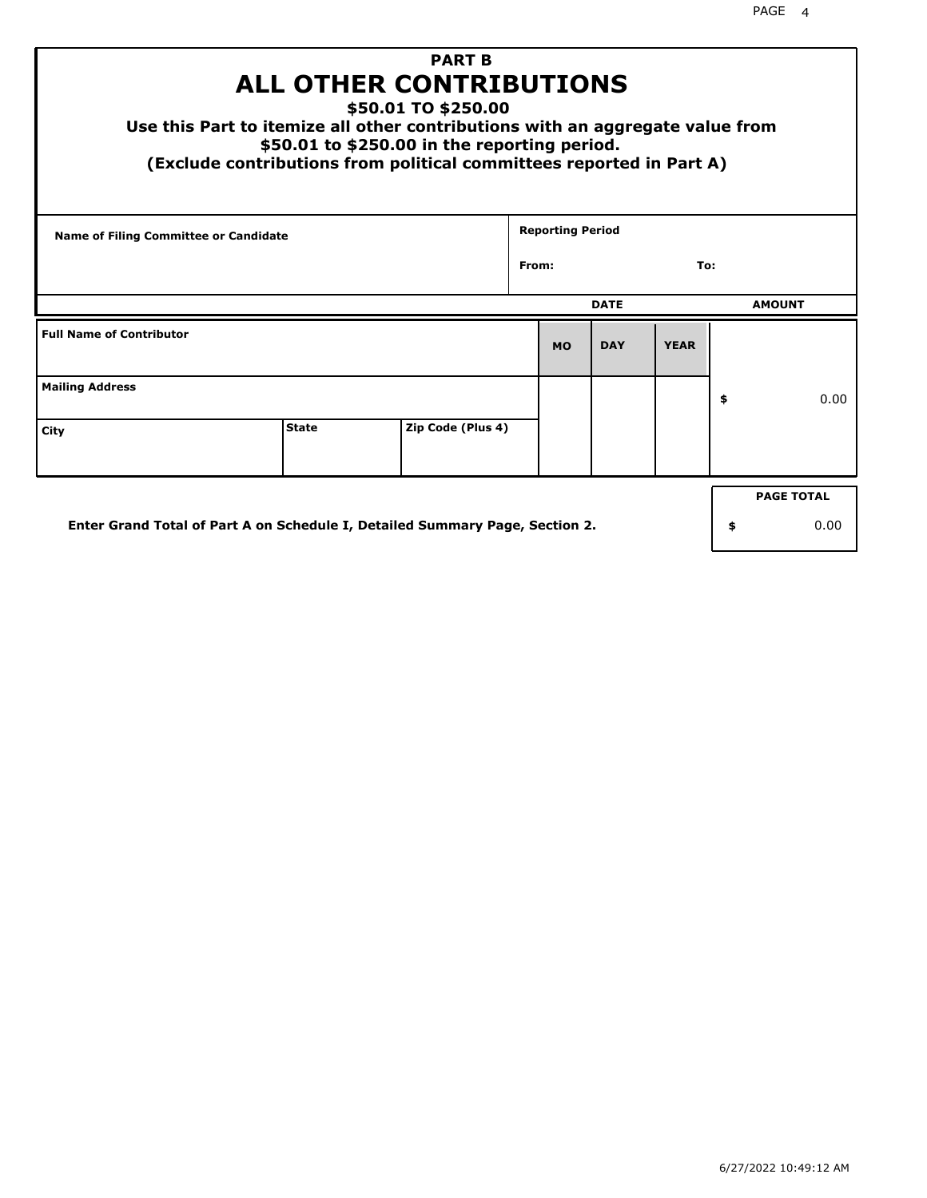# PART B

# ALL OTHER CONTRIBUTIONS

**$50.01 TO $250.00**

**Use this Part to itemize all other contributions with an aggregate value from $50.01 to $250.00 in the reporting period.**

**(Exclude contributions from political committees reported in Part A)**

| Name of Filing Committee or Candidate | Reporting Period |
|---|---|
| | From: To: |

| | | | DATE | | | AMOUNT |
|---|---|---|---|---|---|---|
| **Full Name of Contributor** | | | **MO** | **DAY** | **YEAR** | |
| **Mailing Address** | | | | | | $ 0.00 |
| **City** | **State** | **Zip Code (Plus 4)** | | | | |

**Enter Grand Total of Part A on Schedule I, Detailed Summary Page, Section 2.**

| PAGE TOTAL |
|---|
| $ 0.00 |

6/27/2022 10:49:12 AM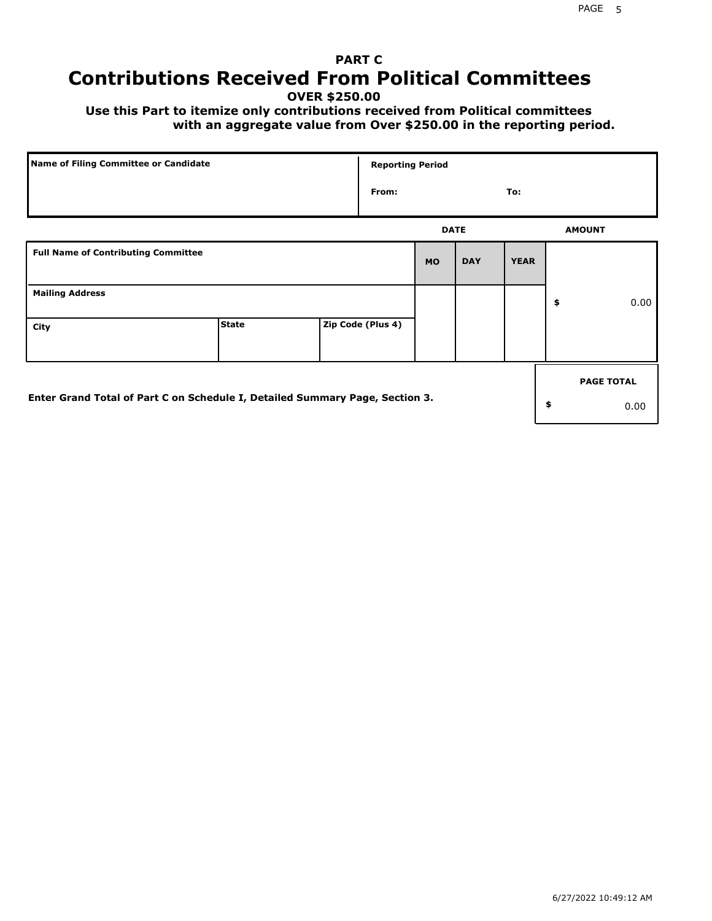## PART C

# Contributions Received From Political Committees

**OVER $250.00**

**Use this Part to itemize only contributions received from Political committees with an aggregate value from Over $250.00 in the reporting period.**

| Name of Filing Committee or Candidate | Reporting Period | |
|---|---|---|
| | From: | To: |

| Full Name of Contributing Committee | | | DATE MO | DAY | YEAR | AMOUNT |
|---|---|---|---|---|---|---|
| Mailing Address | | | | | | $ 0.00 |
| City | State | Zip Code (Plus 4) | | | | |

Enter Grand Total of Part C on Schedule I, Detailed Summary Page, Section 3.

| PAGE TOTAL |
|---|
| $ 0.00 |

6/27/2022 10:49:12 AM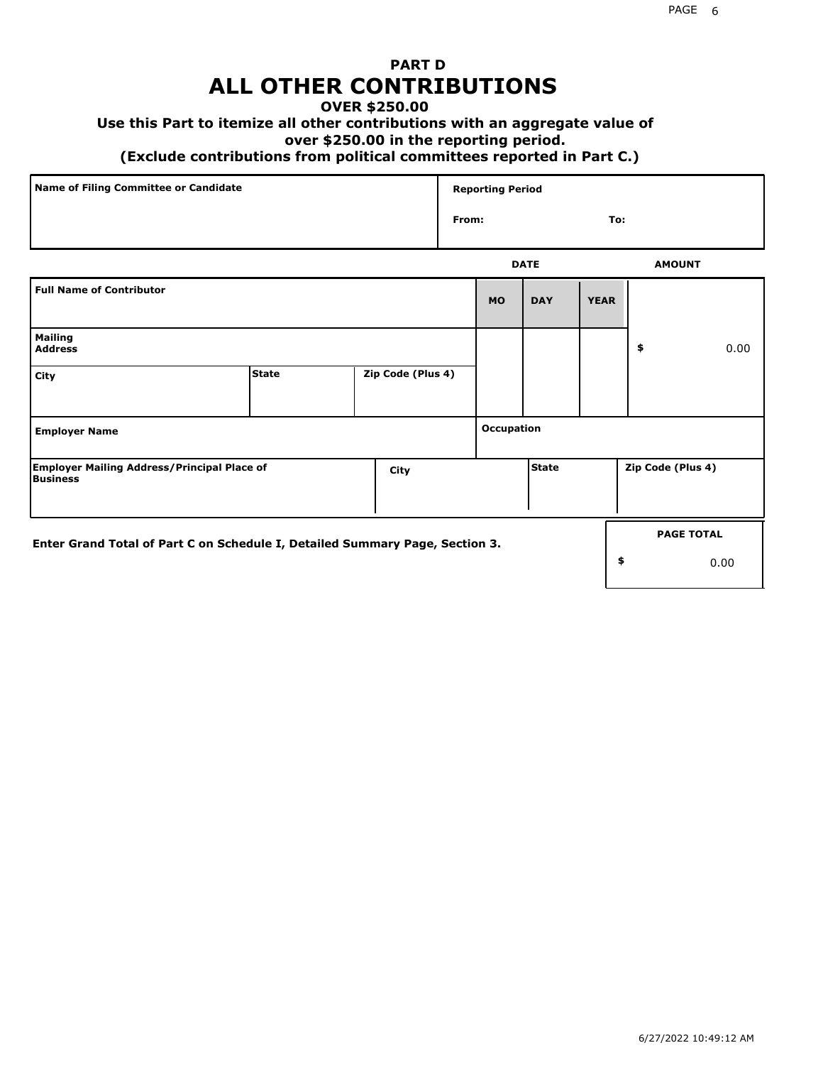# PART D
# ALL OTHER CONTRIBUTIONS

**OVER $250.00**

**Use this Part to itemize all other contributions with an aggregate value of over $250.00 in the reporting period.**

**(Exclude contributions from political committees reported in Part C.)**

| Name of Filing Committee or Candidate | Reporting Period |
|---|---|
| | From: To: |

| Full Name of Contributor | | | DATE MO | DAY | YEAR | AMOUNT |
|---|---|---|---|---|---|---|
| Mailing Address | | | | | | $ 0.00 |
| City | State | Zip Code (Plus 4) | | | | |
| Employer Name | | | Occupation | | | |
| Employer Mailing Address/Principal Place of Business | City | | | State | | Zip Code (Plus 4) |

**Enter Grand Total of Part C on Schedule I, Detailed Summary Page, Section 3.**

| PAGE TOTAL |
|---|
| $ 0.00 |

6/27/2022 10:49:12 AM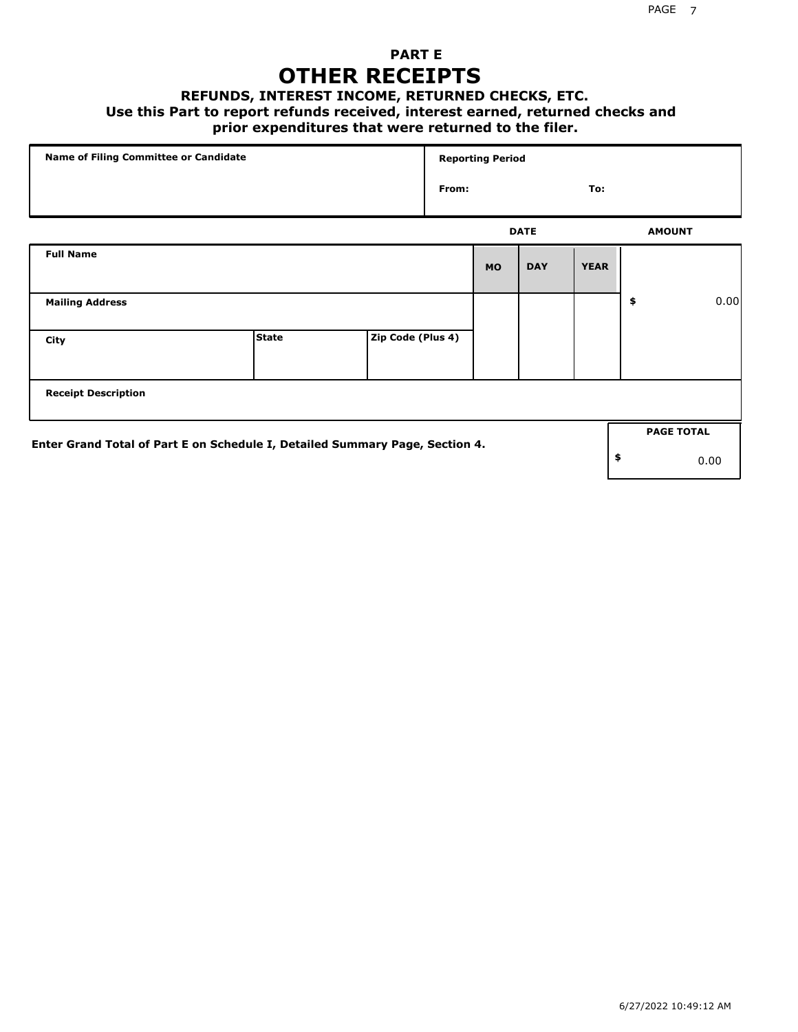# PART E

# OTHER RECEIPTS

### REFUNDS, INTEREST INCOME, RETURNED CHECKS, ETC.

**Use this Part to report refunds received, interest earned, returned checks and prior expenditures that were returned to the filer.**

| Name of Filing Committee or Candidate | Reporting Period | |
|---|---|---|
| | From: | To: |

| Full Name | | | DATE | | | AMOUNT |
|---|---|---|---|---|---|---|
| | | | MO | DAY | YEAR | |
| Mailing Address | | | | | | $ 0.00 |
| City | State | Zip Code (Plus 4) | | | | |
| Receipt Description | | | | | | |

**Enter Grand Total of Part E on Schedule I, Detailed Summary Page, Section 4.**

| PAGE TOTAL |
|---|
| $ 0.00 |

6/27/2022 10:49:12 AM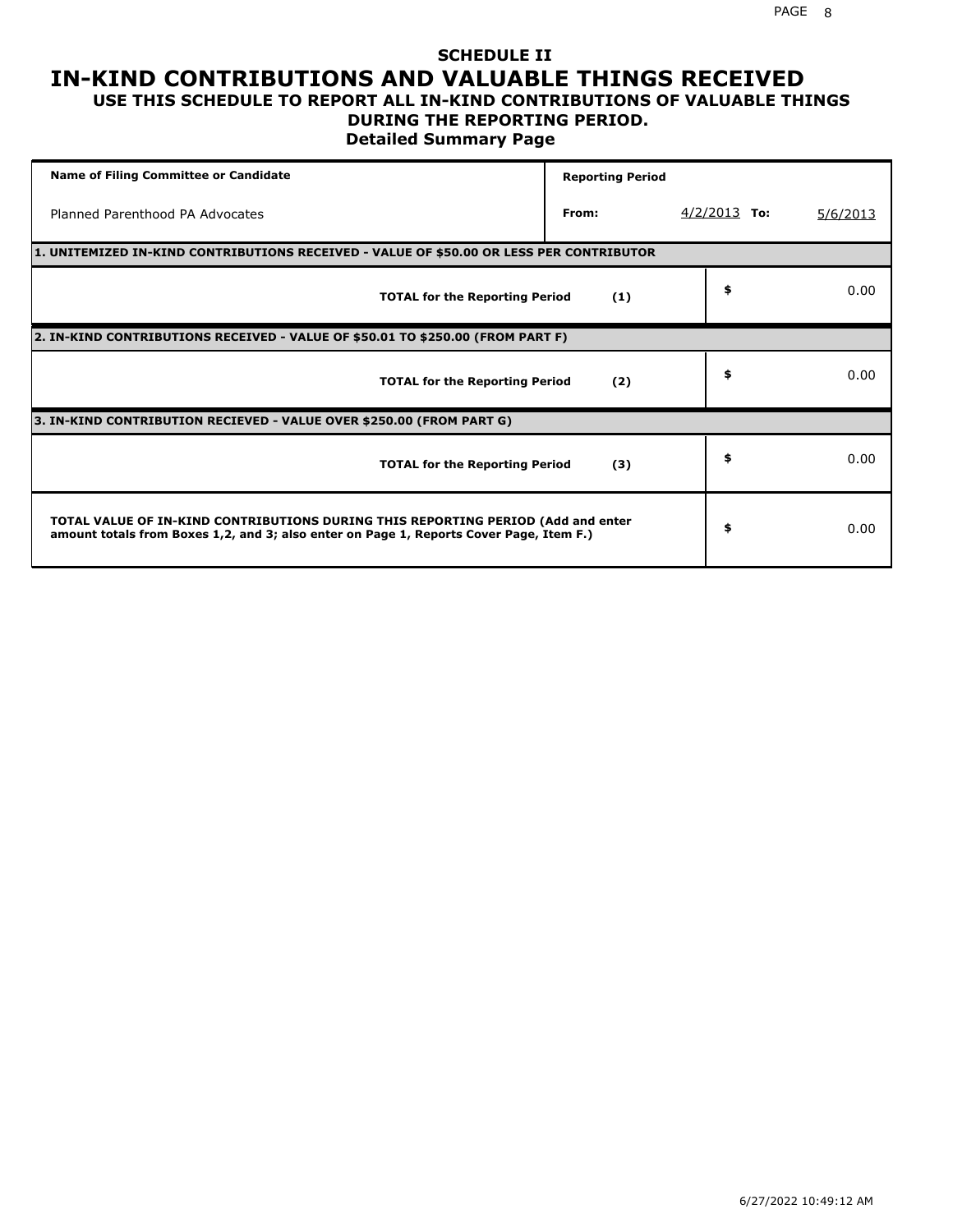## SCHEDULE II

# IN-KIND CONTRIBUTIONS AND VALUABLE THINGS RECEIVED

### USE THIS SCHEDULE TO REPORT ALL IN-KIND CONTRIBUTIONS OF VALUABLE THINGS DURING THE REPORTING PERIOD.

### Detailed Summary Page

| Name of Filing Committee or Candidate | Reporting Period | | | |
|---|---|---|---|---|
| Planned Parenthood PA Advocates | From: | 4/2/2013 | To: | 5/6/2013 |

**1. UNITEMIZED IN-KIND CONTRIBUTIONS RECEIVED - VALUE OF $50.00 OR LESS PER CONTRIBUTOR**

| | | | |
|---|---|---|---|
| **TOTAL for the Reporting Period** | **(1)** | **$** | 0.00 |

**2. IN-KIND CONTRIBUTIONS RECEIVED - VALUE OF $50.01 TO $250.00 (FROM PART F)**

| | | | |
|---|---|---|---|
| **TOTAL for the Reporting Period** | **(2)** | **$** | 0.00 |

**3. IN-KIND CONTRIBUTION RECIEVED - VALUE OVER $250.00 (FROM PART G)**

| | | | |
|---|---|---|---|
| **TOTAL for the Reporting Period** | **(3)** | **$** | 0.00 |

| | | |
|---|---|---|
| **TOTAL VALUE OF IN-KIND CONTRIBUTIONS DURING THIS REPORTING PERIOD (Add and enter amount totals from Boxes 1,2, and 3; also enter on Page 1, Reports Cover Page, Item F.)** | **$** | 0.00 |

6/27/2022 10:49:12 AM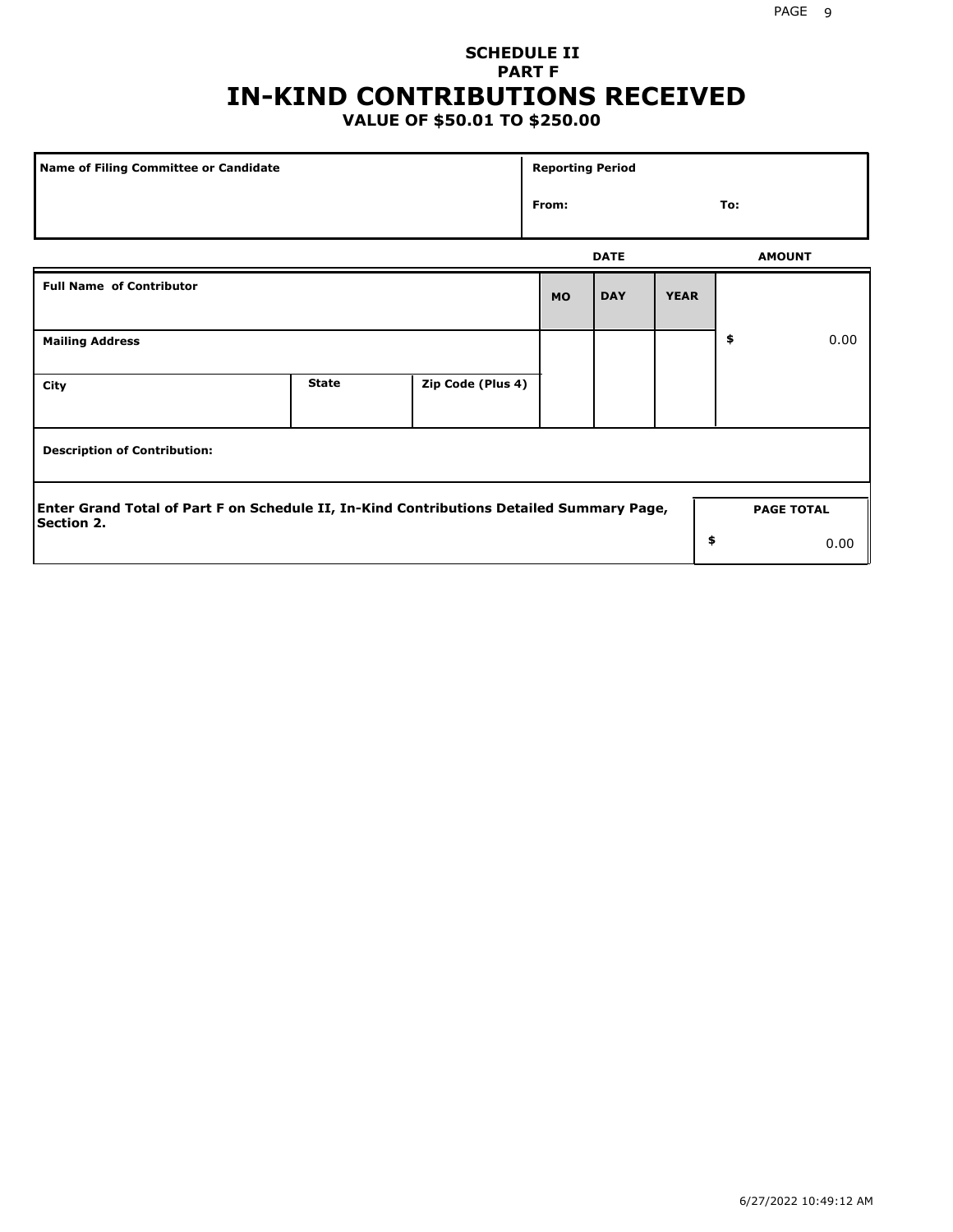# SCHEDULE II
## PART F
# IN-KIND CONTRIBUTIONS RECEIVED
### VALUE OF $50.01 TO $250.00

| Name of Filing Committee or Candidate | Reporting Period |
|---|---|
| | From: To: |

| Full Name of Contributor | | | DATE MO | DAY | YEAR | AMOUNT |
|---|---|---|---|---|---|---|
| Mailing Address | | | | | | $ 0.00 |
| City | State | Zip Code (Plus 4) | | | | |
| Description of Contribution: | | | | | | |

**Enter Grand Total of Part F on Schedule II, In-Kind Contributions Detailed Summary Page, Section 2.**

| PAGE TOTAL |
|---|
| $ 0.00 |

6/27/2022 10:49:12 AM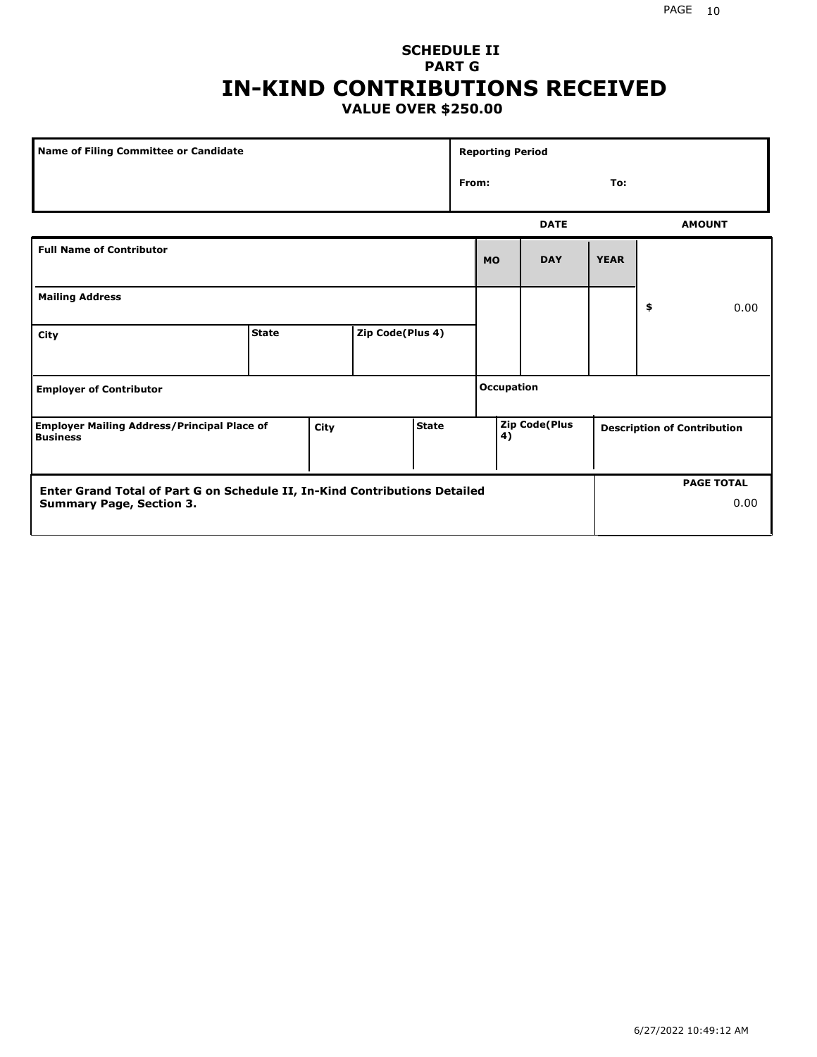## SCHEDULE II
## PART G
# IN-KIND CONTRIBUTIONS RECEIVED
### VALUE OVER $250.00

| Name of Filing Committee or Candidate | Reporting Period |
|---|---|
| | From: To: |

| Full Name of Contributor | | | DATE MO | DAY | YEAR | AMOUNT |
|---|---|---|---|---|---|---|
| Mailing Address | | | | | | $ 0.00 |
| City | State | Zip Code(Plus 4) | | | | |
| Employer of Contributor | | | Occupation | | | |
| Employer Mailing Address/Principal Place of Business | City | State | Zip Code(Plus 4) | | | Description of Contribution |

| Enter Grand Total of Part G on Schedule II, In-Kind Contributions Detailed Summary Page, Section 3. | PAGE TOTAL |
|---|---|
| | 0.00 |

6/27/2022 10:49:12 AM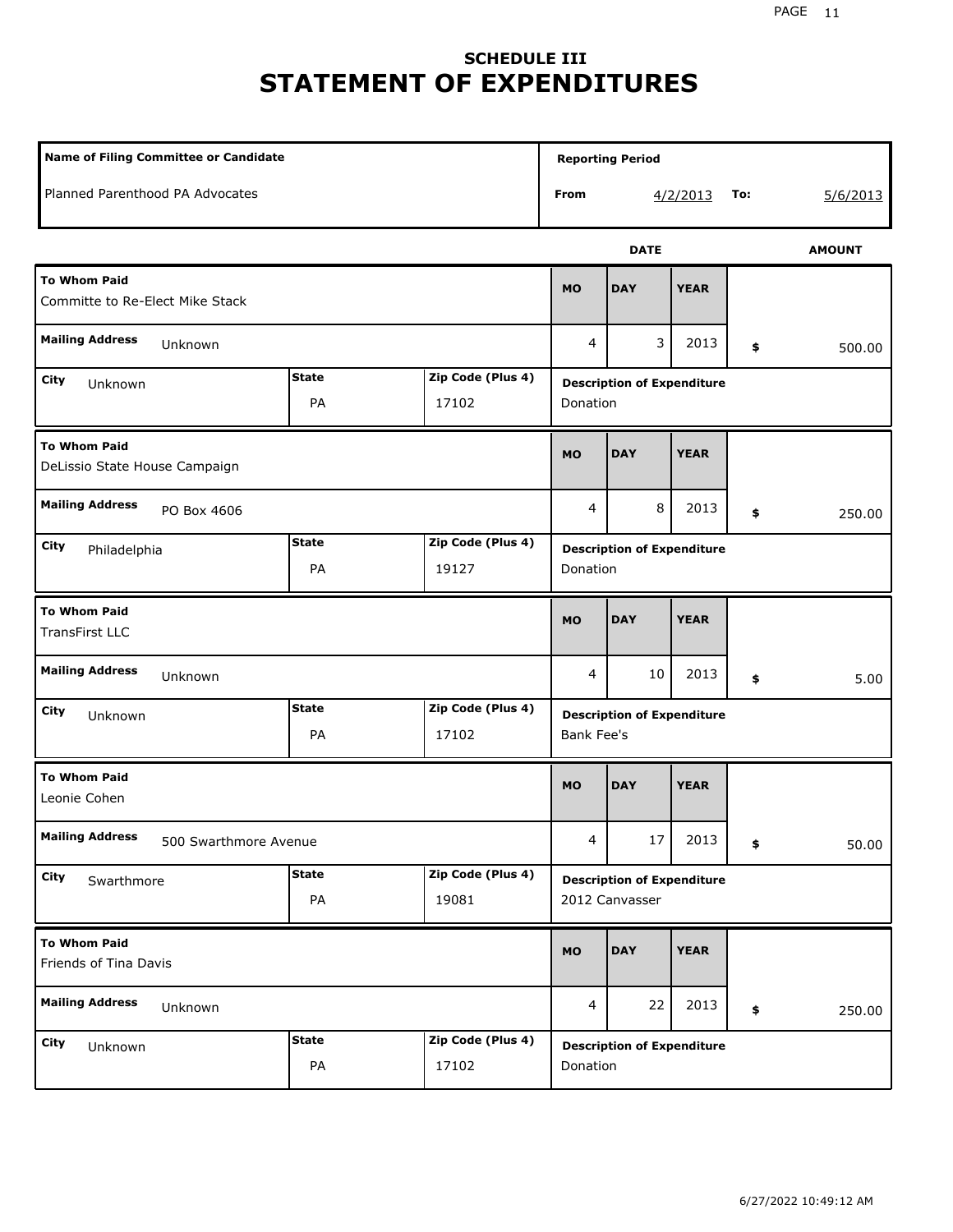## SCHEDULE III
# STATEMENT OF EXPENDITURES

| Name of Filing Committee or Candidate | Reporting Period |
|---|---|
| Planned Parenthood PA Advocates | From 4/2/2013 To: 5/6/2013 |

| To Whom Paid | Mailing Address | City | State | Zip Code (Plus 4) | MO | DAY | YEAR | AMOUNT | Description of Expenditure |
|---|---|---|---|---|---|---|---|---|---|
| Committe to Re-Elect Mike Stack | Unknown | Unknown | PA | 17102 | 4 | 3 | 2013 | $ 500.00 | Donation |
| DeLissio State House Campaign | PO Box 4606 | Philadelphia | PA | 19127 | 4 | 8 | 2013 | $ 250.00 | Donation |
| TransFirst LLC | Unknown | Unknown | PA | 17102 | 4 | 10 | 2013 | $ 5.00 | Bank Fee's |
| Leonie Cohen | 500 Swarthmore Avenue | Swarthmore | PA | 19081 | 4 | 17 | 2013 | $ 50.00 | 2012 Canvasser |
| Friends of Tina Davis | Unknown | Unknown | PA | 17102 | 4 | 22 | 2013 | $ 250.00 | Donation |

6/27/2022 10:49:12 AM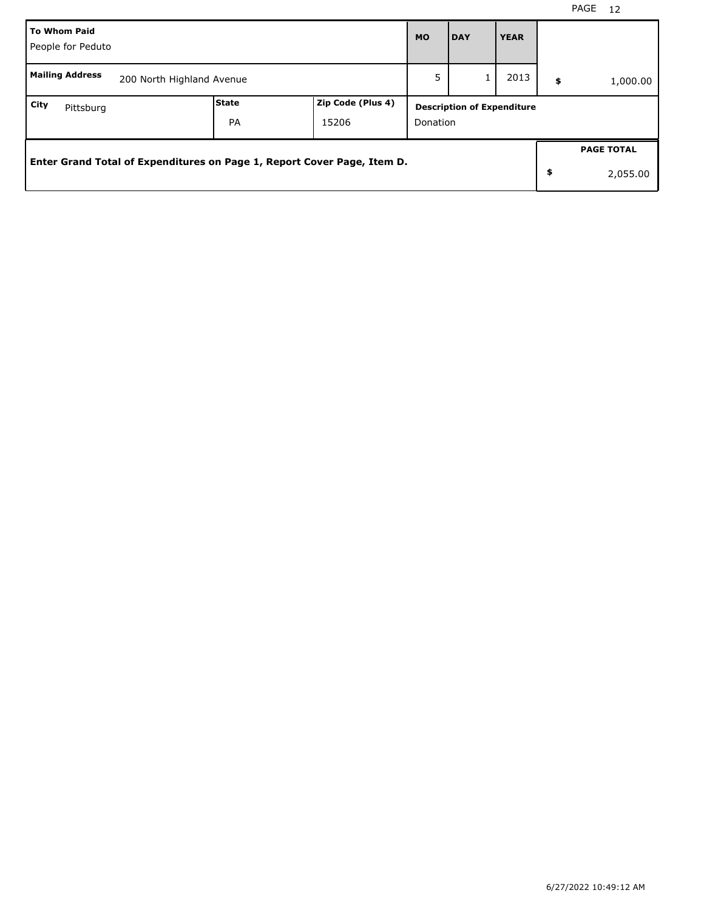| To Whom Paid | | | MO | DAY | YEAR | |
|---|---|---|---|---|---|---|
| People for Peduto | | | | | | |
| **Mailing Address** 200 North Highland Avenue | | | 5 | 1 | 2013 | $ 1,000.00 |
| **City** Pittsburg | **State** PA | **Zip Code (Plus 4)** 15206 | **Description of Expenditure** Donation | | | |

| | |
|---|---|
| **Enter Grand Total of Expenditures on Page 1, Report Cover Page, Item D.** | **PAGE TOTAL** $ 2,055.00 |

6/27/2022 10:49:12 AM